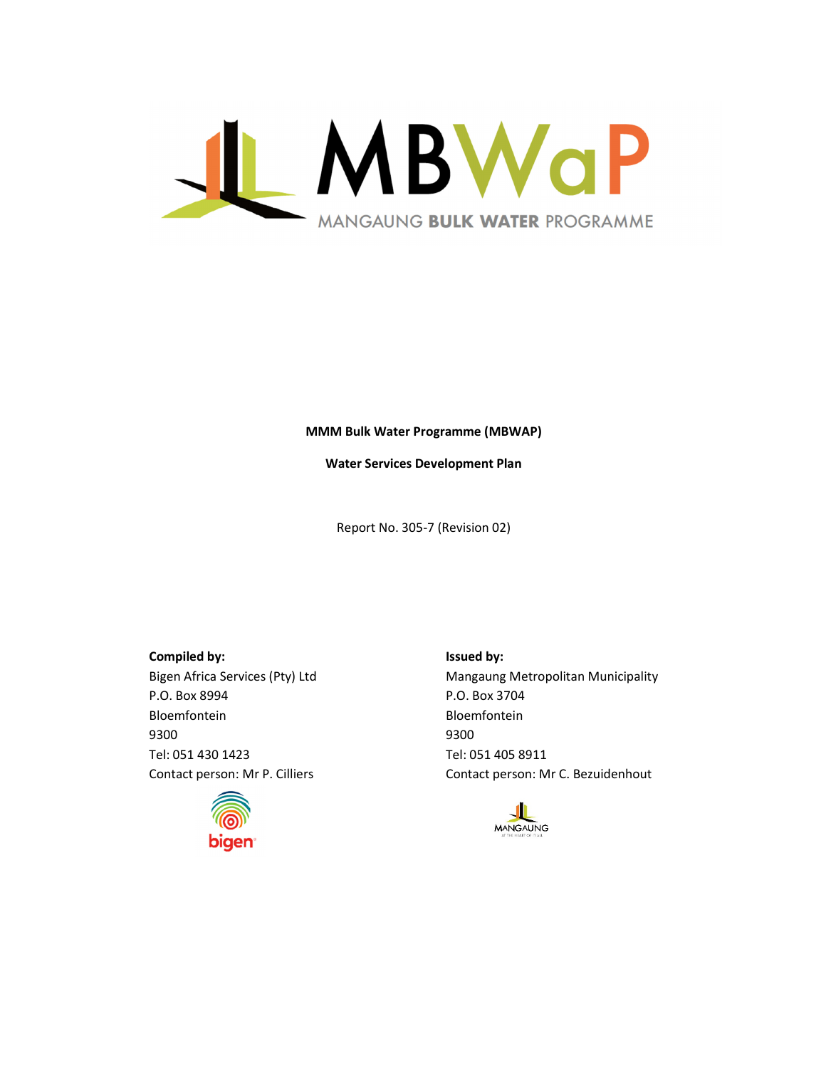MBWaP

MANGAUNG BULK WATER PROGRAMME

**MMM Bulk Water Programme (MBWAP)**

**Water Services Development Plan**

Report No. 305-7 (Revision 02)

**Compiled by:**
Bigen Africa Services (Pty) Ltd
P.O. Box 8994
Bloemfontein
9300
Tel: 051 430 1423
Contact person: Mr P. Cilliers

**Issued by:**
Mangaung Metropolitan Municipality
P.O. Box 3704
Bloemfontein
9300
Tel: 051 405 8911
Contact person: Mr C. Bezuidenhout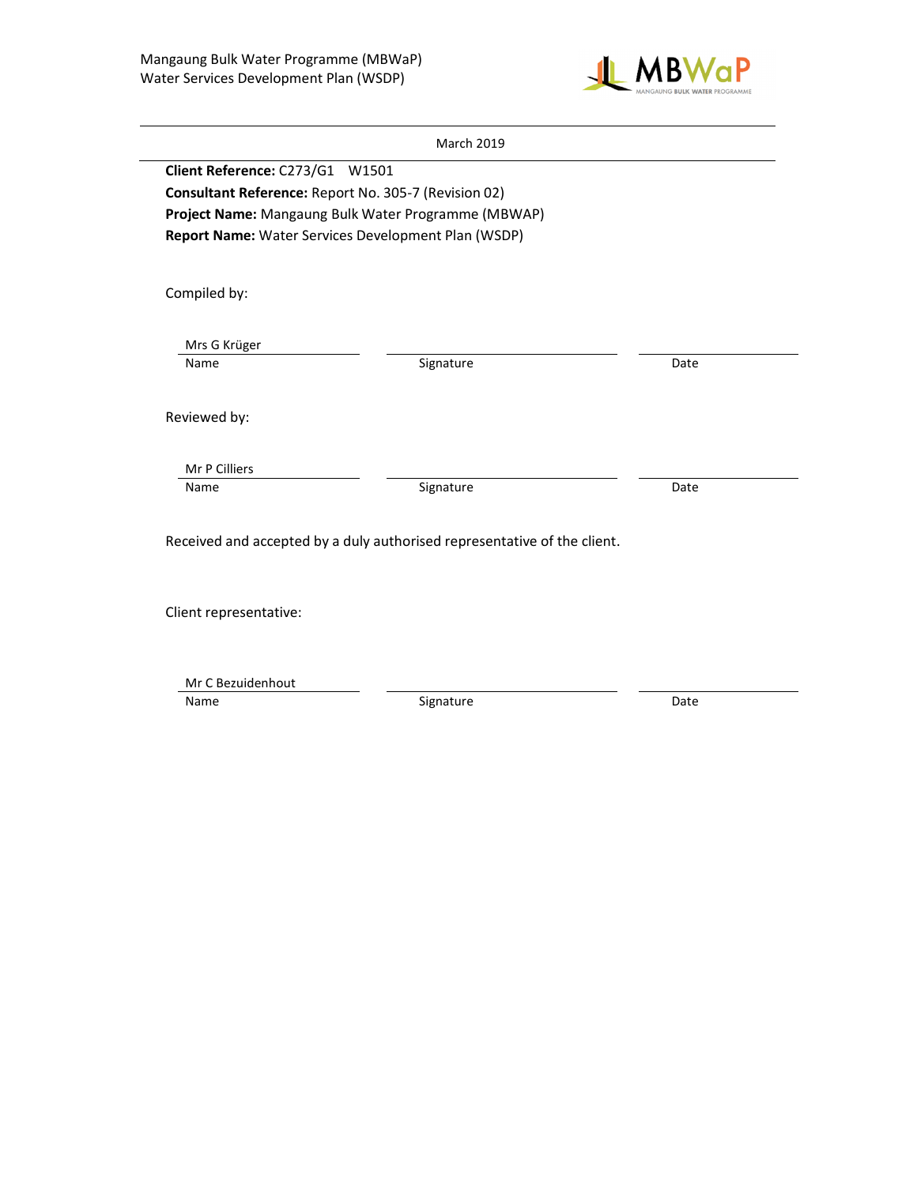March 2019

**Client Reference:** C273/G1 W1501
**Consultant Reference:** Report No. 305-7 (Revision 02)
**Project Name:** Mangaung Bulk Water Programme (MBWAP)
**Report Name:** Water Services Development Plan (WSDP)

Compiled by:

| Mrs G Krüger | | |
|---|---|---|
| Name | Signature | Date |

Reviewed by:

| Mr P Cilliers | | |
|---|---|---|
| Name | Signature | Date |

Received and accepted by a duly authorised representative of the client.

Client representative:

| Mr C Bezuidenhout | | |
|---|---|---|
| Name | Signature | Date |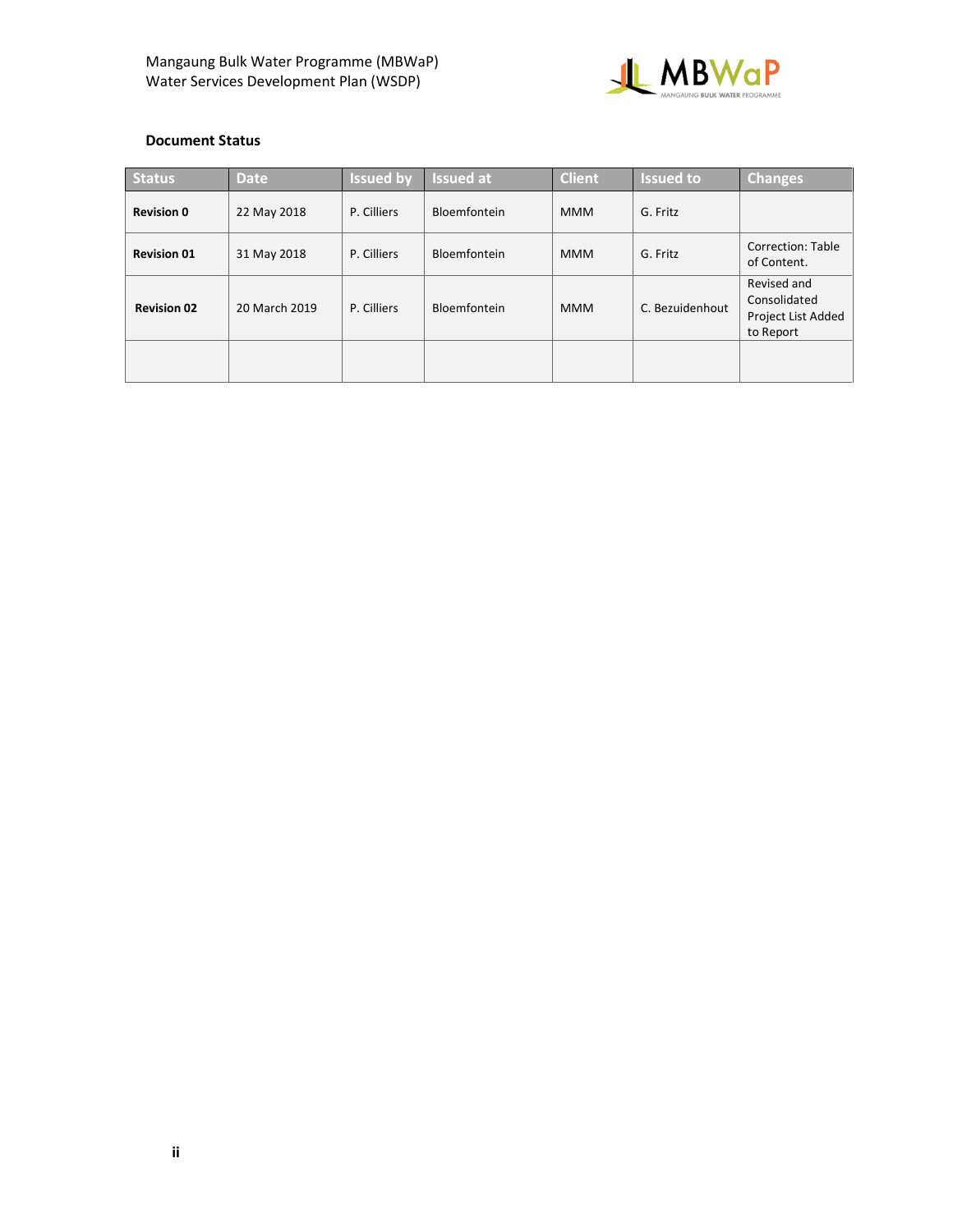**Document Status**

| Status | Date | Issued by | Issued at | Client | Issued to | Changes |
|---|---|---|---|---|---|---|
| **Revision 0** | 22 May 2018 | P. Cilliers | Bloemfontein | MMM | G. Fritz | |
| **Revision 01** | 31 May 2018 | P. Cilliers | Bloemfontein | MMM | G. Fritz | Correction: Table of Content. |
| **Revision 02** | 20 March 2019 | P. Cilliers | Bloemfontein | MMM | C. Bezuidenhout | Revised and Consolidated Project List Added to Report |
| | | | | | | |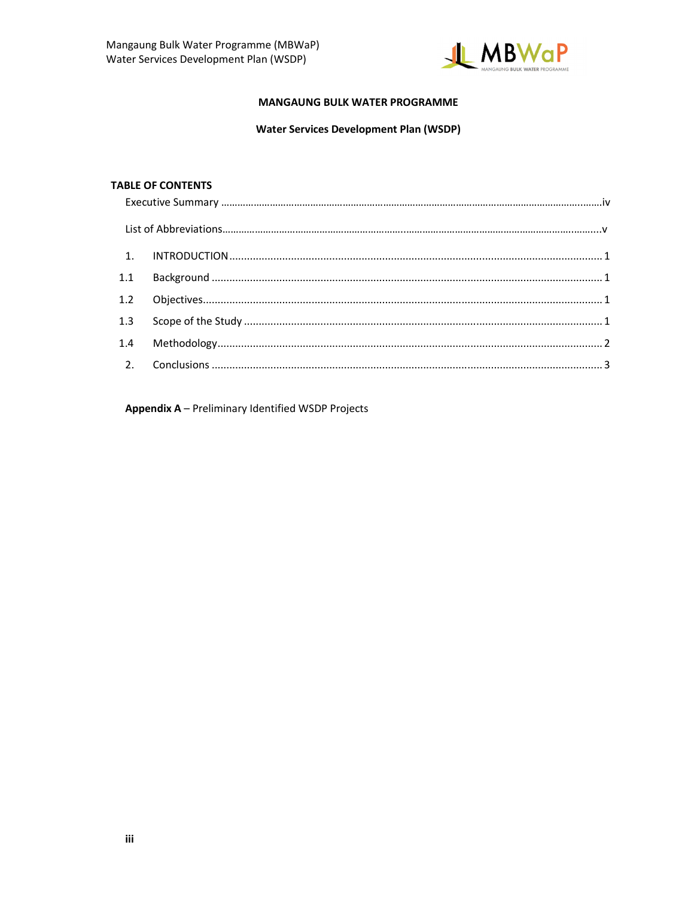**MANGAUNG BULK WATER PROGRAMME**

**Water Services Development Plan (WSDP)**

**TABLE OF CONTENTS**

Executive Summary .......... iv

List of Abbreviations .......... v

1. INTRODUCTION .......... 1

1.1 Background .......... 1

1.2 Objectives .......... 1

1.3 Scope of the Study .......... 1

1.4 Methodology .......... 2

2. Conclusions .......... 3

**Appendix A** – Preliminary Identified WSDP Projects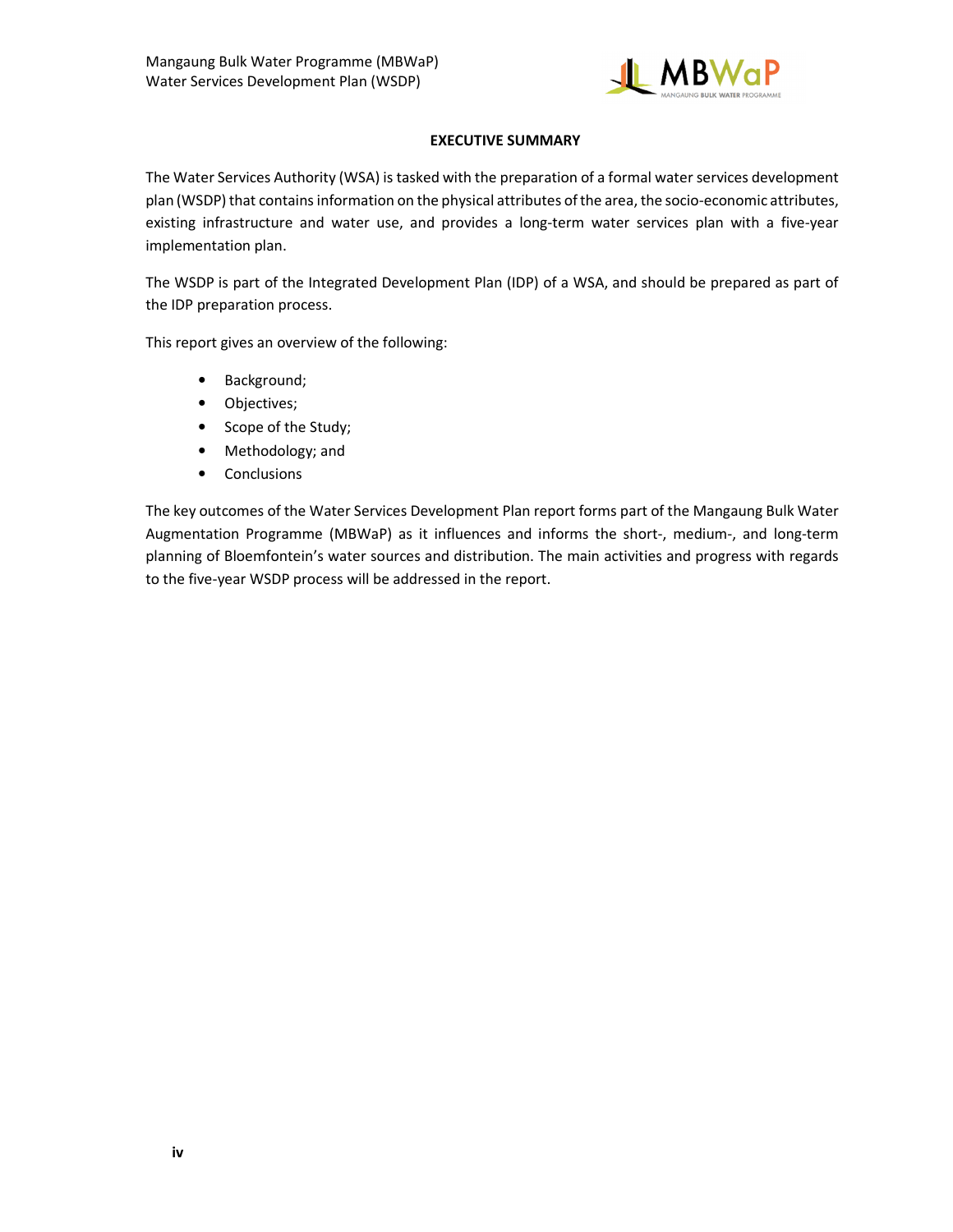## EXECUTIVE SUMMARY

The Water Services Authority (WSA) is tasked with the preparation of a formal water services development plan (WSDP) that contains information on the physical attributes of the area, the socio-economic attributes, existing infrastructure and water use, and provides a long-term water services plan with a five-year implementation plan.

The WSDP is part of the Integrated Development Plan (IDP) of a WSA, and should be prepared as part of the IDP preparation process.

This report gives an overview of the following:

- Background;
- Objectives;
- Scope of the Study;
- Methodology; and
- Conclusions

The key outcomes of the Water Services Development Plan report forms part of the Mangaung Bulk Water Augmentation Programme (MBWaP) as it influences and informs the short-, medium-, and long-term planning of Bloemfontein's water sources and distribution. The main activities and progress with regards to the five-year WSDP process will be addressed in the report.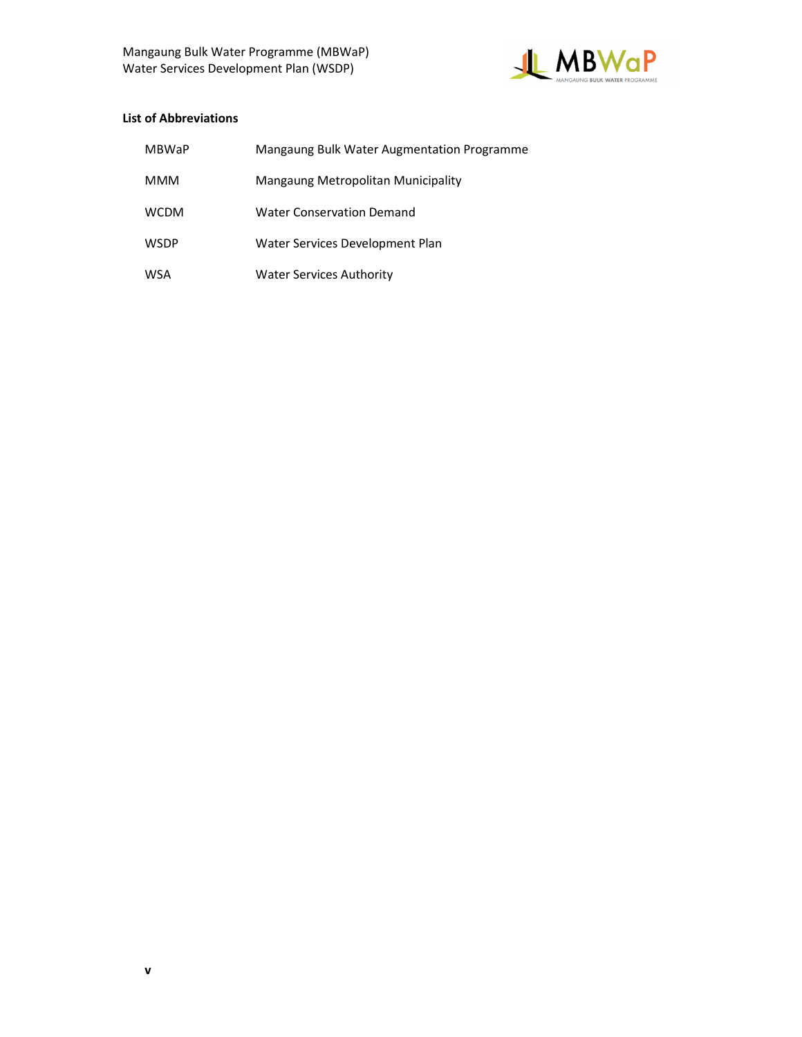**List of Abbreviations**

| | |
|---|---|
| MBWaP | Mangaung Bulk Water Augmentation Programme |
| MMM | Mangaung Metropolitan Municipality |
| WCDM | Water Conservation Demand |
| WSDP | Water Services Development Plan |
| WSA | Water Services Authority |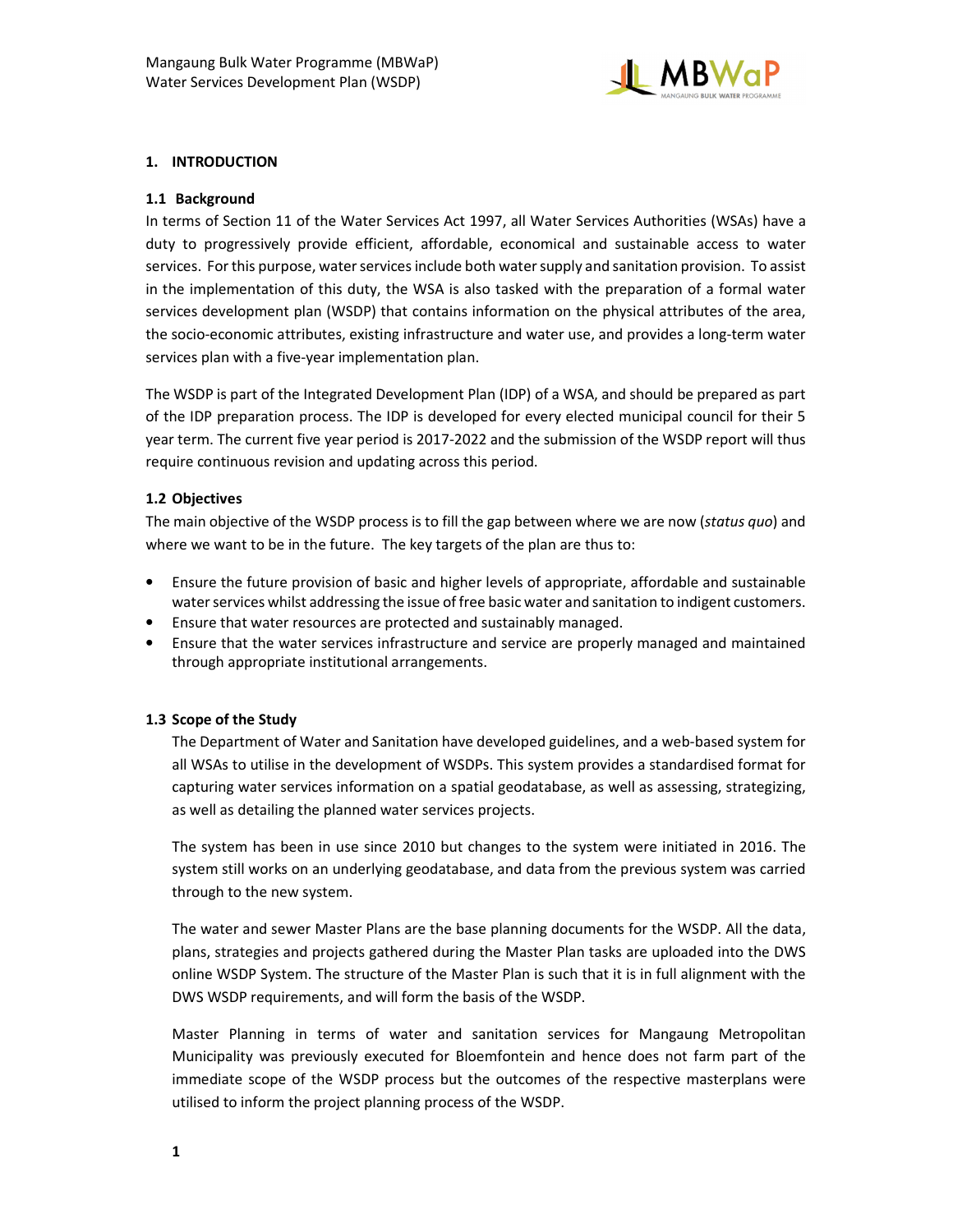# 1. INTRODUCTION

## 1.1 Background

In terms of Section 11 of the Water Services Act 1997, all Water Services Authorities (WSAs) have a duty to progressively provide efficient, affordable, economical and sustainable access to water services. For this purpose, water services include both water supply and sanitation provision. To assist in the implementation of this duty, the WSA is also tasked with the preparation of a formal water services development plan (WSDP) that contains information on the physical attributes of the area, the socio-economic attributes, existing infrastructure and water use, and provides a long-term water services plan with a five-year implementation plan.

The WSDP is part of the Integrated Development Plan (IDP) of a WSA, and should be prepared as part of the IDP preparation process. The IDP is developed for every elected municipal council for their 5 year term. The current five year period is 2017-2022 and the submission of the WSDP report will thus require continuous revision and updating across this period.

## 1.2 Objectives

The main objective of the WSDP process is to fill the gap between where we are now (*status quo*) and where we want to be in the future. The key targets of the plan are thus to:

- Ensure the future provision of basic and higher levels of appropriate, affordable and sustainable water services whilst addressing the issue of free basic water and sanitation to indigent customers.
- Ensure that water resources are protected and sustainably managed.
- Ensure that the water services infrastructure and service are properly managed and maintained through appropriate institutional arrangements.

## 1.3 Scope of the Study

The Department of Water and Sanitation have developed guidelines, and a web-based system for all WSAs to utilise in the development of WSDPs. This system provides a standardised format for capturing water services information on a spatial geodatabase, as well as assessing, strategizing, as well as detailing the planned water services projects.

The system has been in use since 2010 but changes to the system were initiated in 2016. The system still works on an underlying geodatabase, and data from the previous system was carried through to the new system.

The water and sewer Master Plans are the base planning documents for the WSDP. All the data, plans, strategies and projects gathered during the Master Plan tasks are uploaded into the DWS online WSDP System. The structure of the Master Plan is such that it is in full alignment with the DWS WSDP requirements, and will form the basis of the WSDP.

Master Planning in terms of water and sanitation services for Mangaung Metropolitan Municipality was previously executed for Bloemfontein and hence does not farm part of the immediate scope of the WSDP process but the outcomes of the respective masterplans were utilised to inform the project planning process of the WSDP.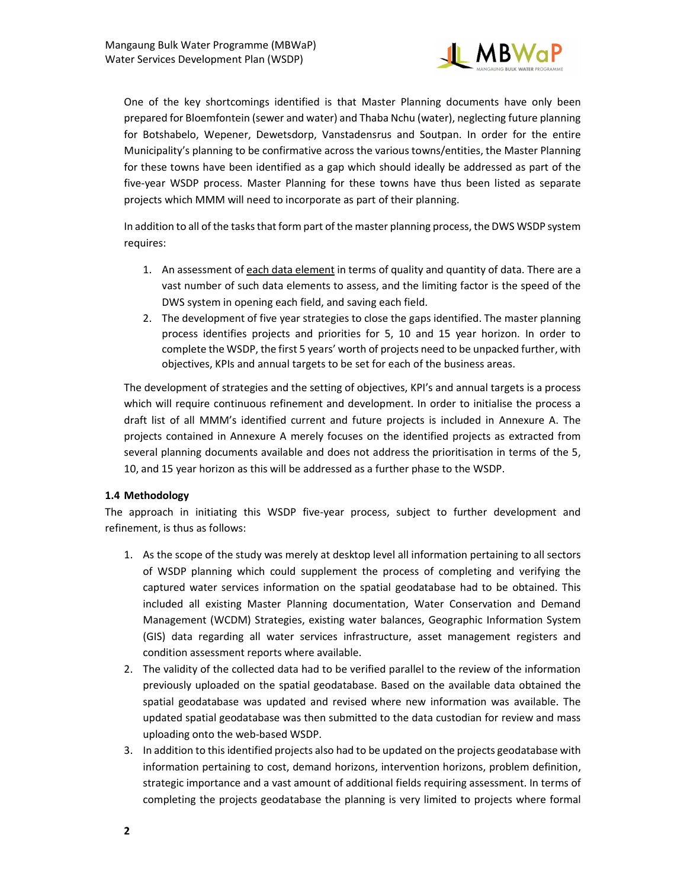One of the key shortcomings identified is that Master Planning documents have only been prepared for Bloemfontein (sewer and water) and Thaba Nchu (water), neglecting future planning for Botshabelo, Wepener, Dewetsdorp, Vanstadensrus and Soutpan. In order for the entire Municipality's planning to be confirmative across the various towns/entities, the Master Planning for these towns have been identified as a gap which should ideally be addressed as part of the five-year WSDP process. Master Planning for these towns have thus been listed as separate projects which MMM will need to incorporate as part of their planning.

In addition to all of the tasks that form part of the master planning process, the DWS WSDP system requires:

1. An assessment of <u>each data element</u> in terms of quality and quantity of data. There are a vast number of such data elements to assess, and the limiting factor is the speed of the DWS system in opening each field, and saving each field.
2. The development of five year strategies to close the gaps identified. The master planning process identifies projects and priorities for 5, 10 and 15 year horizon. In order to complete the WSDP, the first 5 years' worth of projects need to be unpacked further, with objectives, KPIs and annual targets to be set for each of the business areas.

The development of strategies and the setting of objectives, KPI's and annual targets is a process which will require continuous refinement and development. In order to initialise the process a draft list of all MMM's identified current and future projects is included in Annexure A. The projects contained in Annexure A merely focuses on the identified projects as extracted from several planning documents available and does not address the prioritisation in terms of the 5, 10, and 15 year horizon as this will be addressed as a further phase to the WSDP.

### 1.4 Methodology

The approach in initiating this WSDP five-year process, subject to further development and refinement, is thus as follows:

1. As the scope of the study was merely at desktop level all information pertaining to all sectors of WSDP planning which could supplement the process of completing and verifying the captured water services information on the spatial geodatabase had to be obtained. This included all existing Master Planning documentation, Water Conservation and Demand Management (WCDM) Strategies, existing water balances, Geographic Information System (GIS) data regarding all water services infrastructure, asset management registers and condition assessment reports where available.
2. The validity of the collected data had to be verified parallel to the review of the information previously uploaded on the spatial geodatabase. Based on the available data obtained the spatial geodatabase was updated and revised where new information was available. The updated spatial geodatabase was then submitted to the data custodian for review and mass uploading onto the web-based WSDP.
3. In addition to this identified projects also had to be updated on the projects geodatabase with information pertaining to cost, demand horizons, intervention horizons, problem definition, strategic importance and a vast amount of additional fields requiring assessment. In terms of completing the projects geodatabase the planning is very limited to projects where formal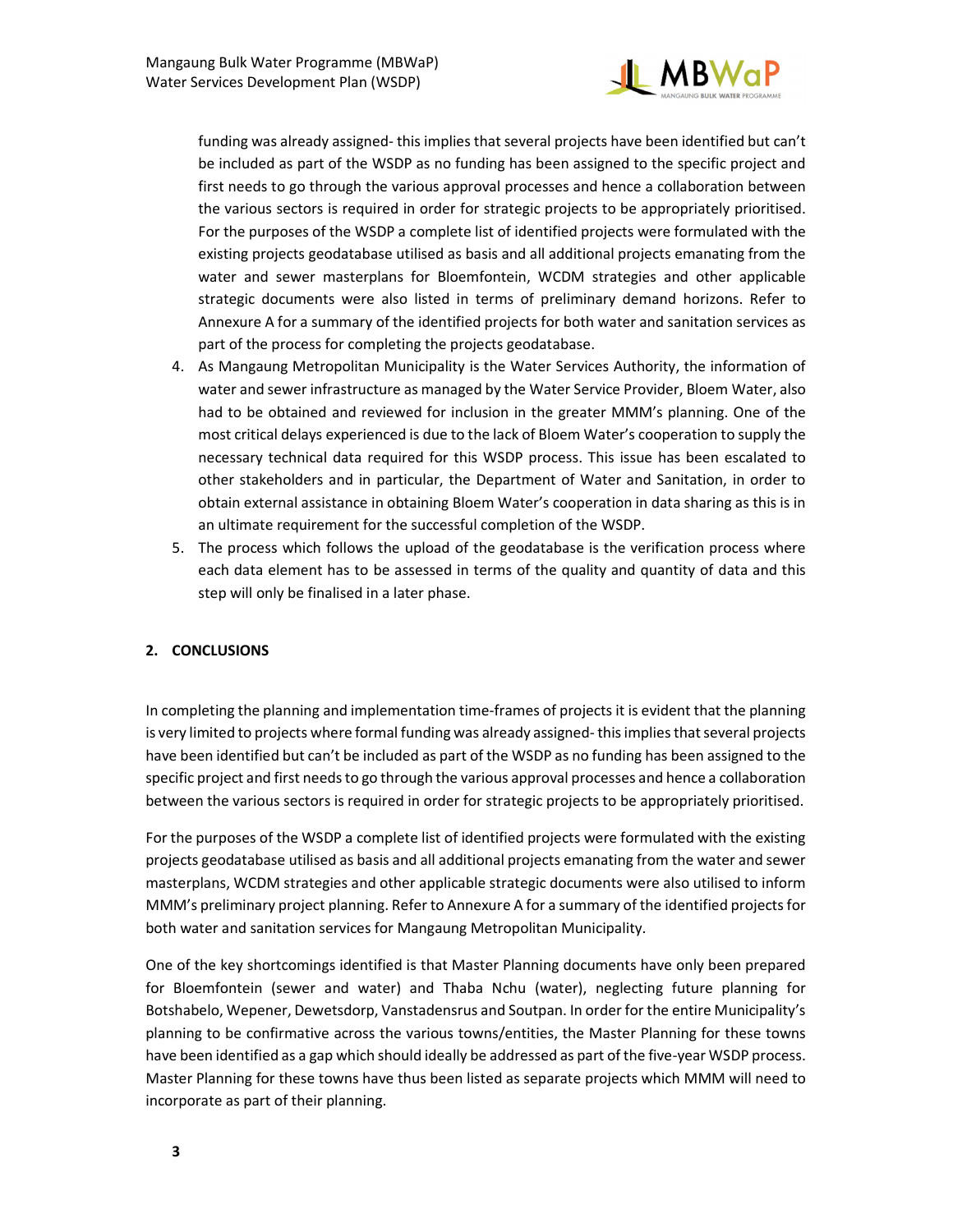funding was already assigned- this implies that several projects have been identified but can't be included as part of the WSDP as no funding has been assigned to the specific project and first needs to go through the various approval processes and hence a collaboration between the various sectors is required in order for strategic projects to be appropriately prioritised. For the purposes of the WSDP a complete list of identified projects were formulated with the existing projects geodatabase utilised as basis and all additional projects emanating from the water and sewer masterplans for Bloemfontein, WCDM strategies and other applicable strategic documents were also listed in terms of preliminary demand horizons. Refer to Annexure A for a summary of the identified projects for both water and sanitation services as part of the process for completing the projects geodatabase.

4. As Mangaung Metropolitan Municipality is the Water Services Authority, the information of water and sewer infrastructure as managed by the Water Service Provider, Bloem Water, also had to be obtained and reviewed for inclusion in the greater MMM's planning. One of the most critical delays experienced is due to the lack of Bloem Water's cooperation to supply the necessary technical data required for this WSDP process. This issue has been escalated to other stakeholders and in particular, the Department of Water and Sanitation, in order to obtain external assistance in obtaining Bloem Water's cooperation in data sharing as this is in an ultimate requirement for the successful completion of the WSDP.
5. The process which follows the upload of the geodatabase is the verification process where each data element has to be assessed in terms of the quality and quantity of data and this step will only be finalised in a later phase.

## 2. CONCLUSIONS

In completing the planning and implementation time-frames of projects it is evident that the planning is very limited to projects where formal funding was already assigned- this implies that several projects have been identified but can't be included as part of the WSDP as no funding has been assigned to the specific project and first needs to go through the various approval processes and hence a collaboration between the various sectors is required in order for strategic projects to be appropriately prioritised.

For the purposes of the WSDP a complete list of identified projects were formulated with the existing projects geodatabase utilised as basis and all additional projects emanating from the water and sewer masterplans, WCDM strategies and other applicable strategic documents were also utilised to inform MMM's preliminary project planning. Refer to Annexure A for a summary of the identified projects for both water and sanitation services for Mangaung Metropolitan Municipality.

One of the key shortcomings identified is that Master Planning documents have only been prepared for Bloemfontein (sewer and water) and Thaba Nchu (water), neglecting future planning for Botshabelo, Wepener, Dewetsdorp, Vanstadensrus and Soutpan. In order for the entire Municipality's planning to be confirmative across the various towns/entities, the Master Planning for these towns have been identified as a gap which should ideally be addressed as part of the five-year WSDP process. Master Planning for these towns have thus been listed as separate projects which MMM will need to incorporate as part of their planning.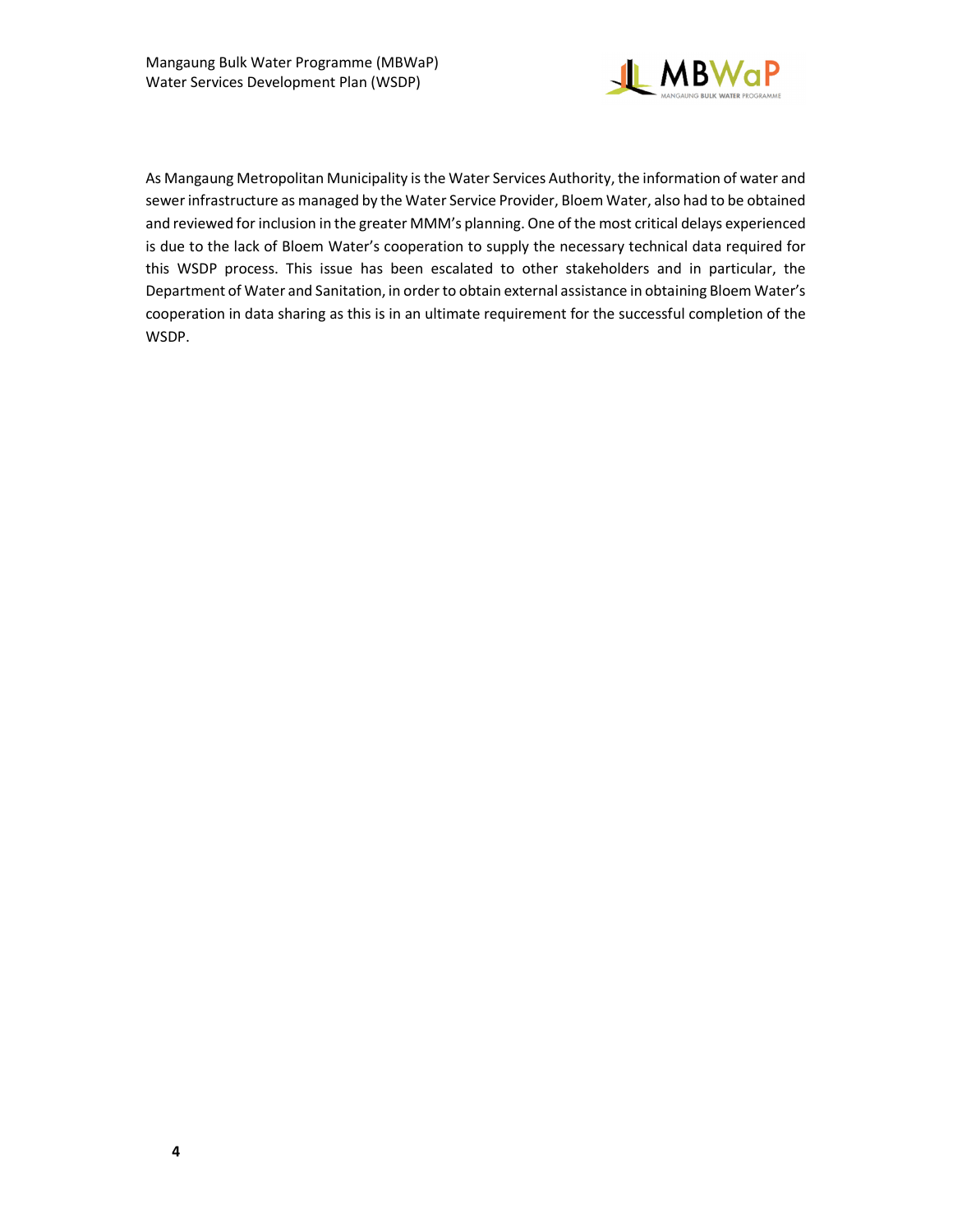As Mangaung Metropolitan Municipality is the Water Services Authority, the information of water and sewer infrastructure as managed by the Water Service Provider, Bloem Water, also had to be obtained and reviewed for inclusion in the greater MMM's planning. One of the most critical delays experienced is due to the lack of Bloem Water's cooperation to supply the necessary technical data required for this WSDP process. This issue has been escalated to other stakeholders and in particular, the Department of Water and Sanitation, in order to obtain external assistance in obtaining Bloem Water's cooperation in data sharing as this is in an ultimate requirement for the successful completion of the WSDP.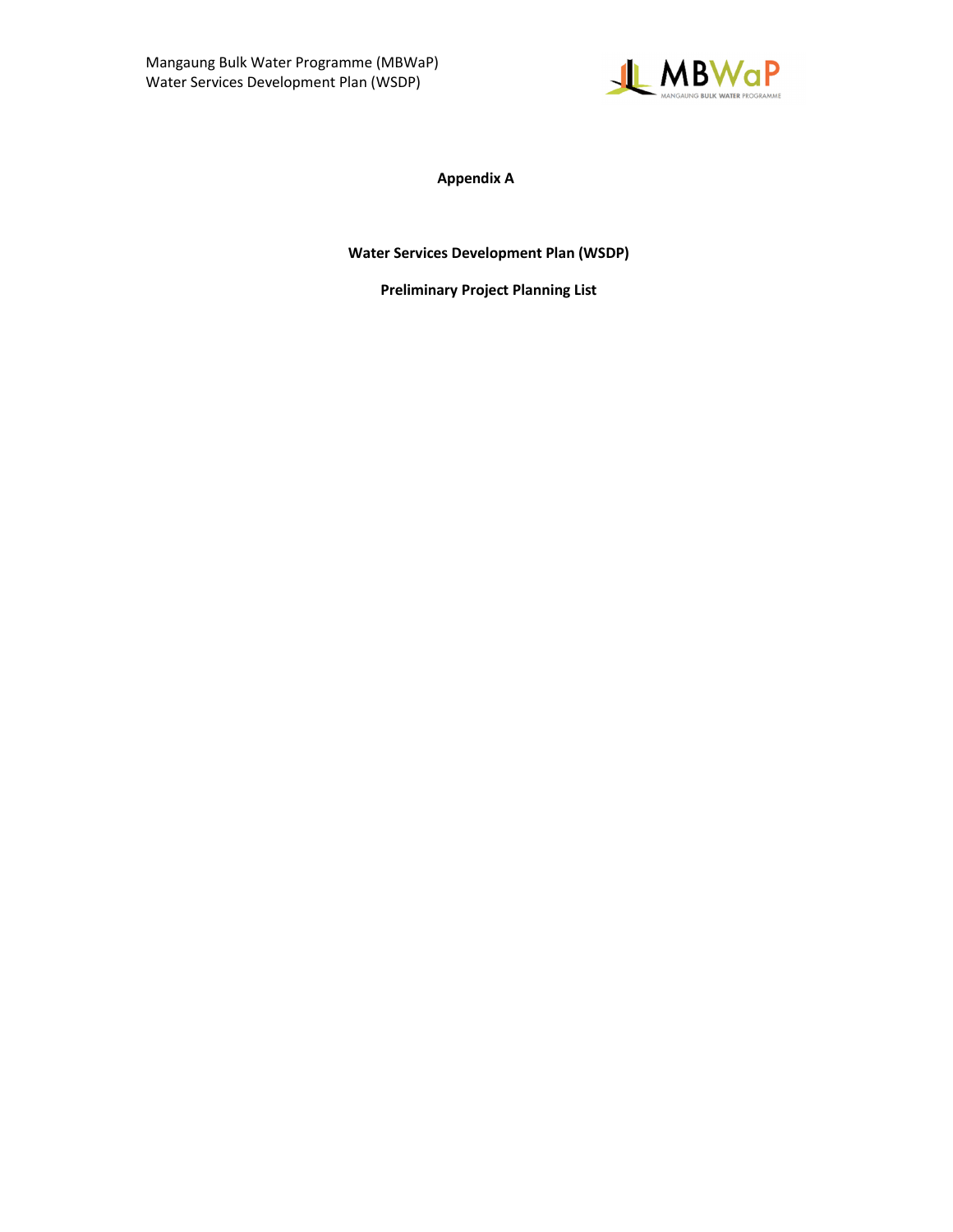# Appendix A

## Water Services Development Plan (WSDP)

## Preliminary Project Planning List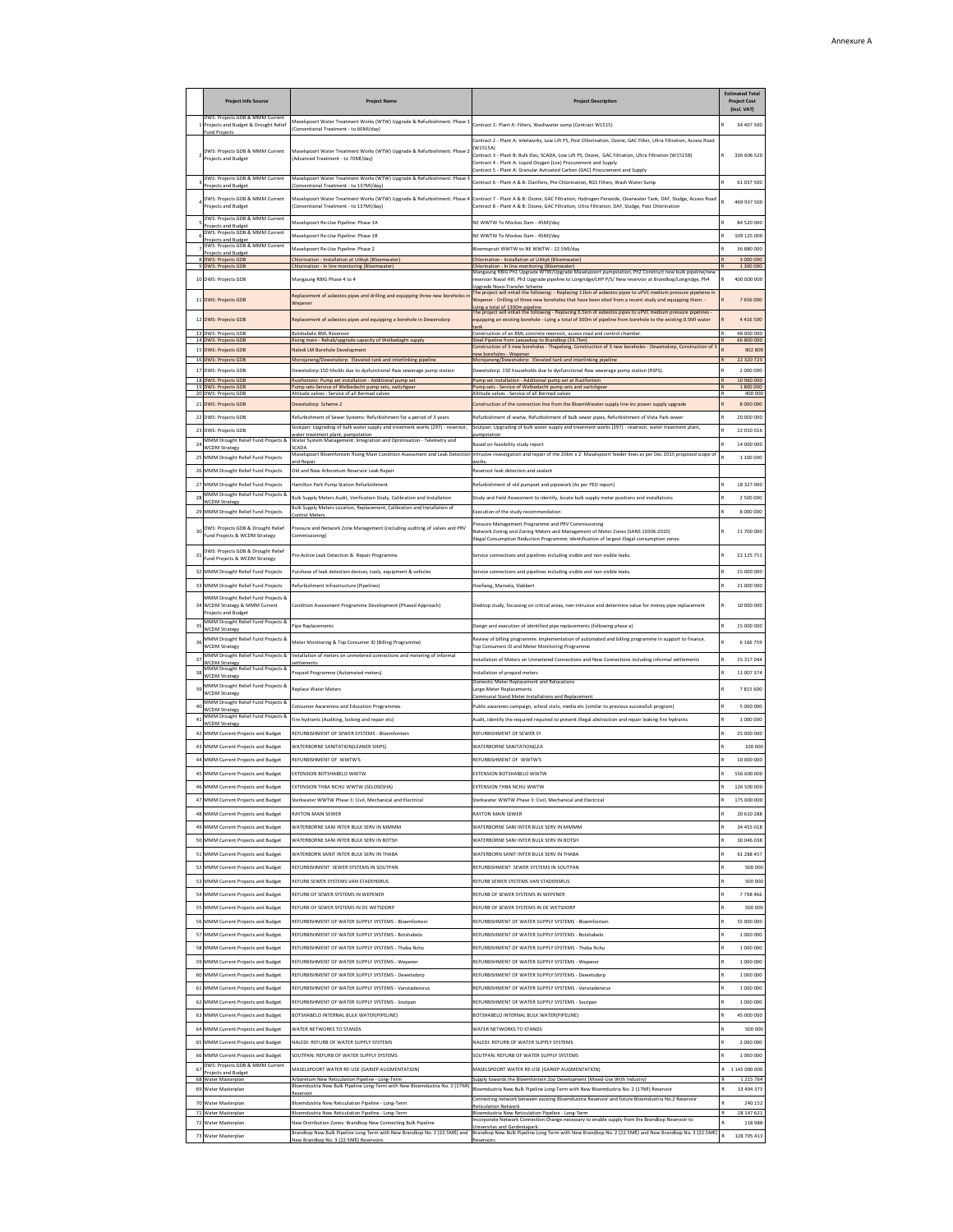Annexure A

| | Project Info Source | Project Name | Project Description | Estimated Total Project Cost (incl. VAT) |
|---|---|---|---|---|
| 1 | DWS: Projects GDB & MMM Current Projects and Budget & Drought Relief Fund Projects | Maselspoort Water Treatment Works (WTW) Upgrade & Refurbishment: Phase 1 (Conventional Treatment - to 60Ml/day) | Contract 1- Plant A: Filters, Washwater sump (Contract W1515) | R 34 407 500 |
| 2 | DWS: Projects GDB & MMM Current Projects and Budget | Maselspoort Water Treatment Works (WTW) Upgrade & Refurbishment: Phase 2 (Advanced Treatment - to 70Ml/day) | Contract 2 - Plant A: Inletworks, Low Lift PS, Post Chlorination, Ozone, GAC Filter, Ultra Filtration, Access Road (W1515A)<br>Contract 3 - Plant B: Bulk Elec, SCADA, Low Lift PS, Ozone, GAC Filtration, Ultra Filtration (W1515B)<br>Contract 4 - Plant A: Liquid Oxygen (Lox) Procurement and Supply<br>Contract 5 - Plant A: Granular Activated Carbon (GAC) Procurement and Supply | R 336 606 520 |
| 3 | DWS: Projects GDB & MMM Current Projects and Budget | Maselspoort Water Treatment Works (WTW) Upgrade & Refurbishment: Phase 3 (Conventional Treatment - to 137Ml/day) | Contract 6 - Plant A & B: Clarifiers, Pre-Chlorination, RGS Filters, Wash Water Sump | R 61 037 500 |
| 4 | DWS: Projects GDB & MMM Current Projects and Budget | Maselspoort Water Treatment Works (WTW) Upgrade & Refurbishment: Phase 4 (Conventional Treatment - to 137Ml/day) | Contract 7 - Plant A & B: Ozone, GAC Filtration, Hydrogen Peroxide, Clearwater Tank, DAF, Sludge, Access Road<br>Contract 8 - Plant A & B: Ozone, GAC Filtration, Ultra Filtration, DAF, Sludge, Post Chlorination | R 469 937 500 |
| 5 | DWS: Projects GDB & MMM Current Projects and Budget | Maselspoort Re-Use Pipeline: Phase 1A | NE WWTW To Mockes Dam - 45Ml/day | R 84 520 000 |
| 6 | DWS: Projects GDB & MMM Current Projects and Budget | Maselspoort Re-Use Pipeline: Phase 1B | NE WWTW To Mockes Dam - 45Ml/day | R 109 125 000 |
| 7 | DWS: Projects GDB & MMM Current Projects and Budget | Maselspoort Re-Use Pipeline: Phase 2 | Bloemspruit WWTW to NE WWTW - 22.5Ml/day | R 36 880 000 |
| 8 | DWS: Projects GDB | Chlorination - Installation at Uitkyk (Bloemwater) | Chlorination - Installation at Uitkyk (Bloemwater) | R 3 000 000 |
| 9 | DWS: Projects GDB | Chlorination - In line monitoring (Bloemwater) | Chlorination - In line monitoring (Bloemwater) | R 1 300 000 |
| 10 | DWS: Projects GDB | Mangaung RBIG Phase 4 to 4 | Mangaung RBIG Ph1 Upgrade WTW/Upgrade Maselspoort pumpstation, Ph2 Construct new bulk pipeline/new reservoir Naval Hill, Ph3 Upgrade pipeline to Longridge/LHP P/S/ New reservoir at Brandkop/Longridge, Ph4 Upgrade Novo-Transfer Scheme | R 400 000 000 |
| 11 | DWS: Projects GDB | Replacement of asbestos pipes and drilling and equipping three new boreholes in Wepener | The project will entail the following: - Replacing 11km of asbestos pipes to uPVC medium pressure pipeleine in Wepener - Drilling of three new boreholes that have been sited from a recent study and equipping them. - Lying a total of 1300m pipeline. | R 7 656 000 |
| 12 | DWS: Projects GDB | Replacement of asbestos pipes and equipping a borehole in Dewersdorp | The project will entail the following - Replacing 6.5km of asbestos pipes to uPVC medium pressure pipelines - equipping an existing borehole - Lying a total of 300m of pipeline from borehole to the existing 0.5Ml water tank | R 4 416 500 |
| 13 | DWS: Projects GDB | Botshabelo BML Reservoir | Construction of an BML concrete reservoir, access road and control chamber. | R 48 000 000 |
| 14 | DWS: Projects GDB | Rising main - Rehab/upgrade capacity of Welbedaght supply | Steel Pipeline from Leeuwkop to Brandkop (33.7km) | R 66 800 000 |
| 15 | DWS: Projects GDB | Naledi LM Borehole Development | Construction of 3 new boreholes - Thapelong, Construction of 3 new boreholes - Dewetsdorp, Construction of 3 new boreholes - Wepener | R 902 809 |
| 16 | DWS: Projects GDB | Morojaneng/Dewetsdorp: Elevated tank and interlinking pipeline | Morojaneng/Dewetsdorp: Elevated tank and interlinking pipeline | R 22 320 723 |
| 17 | DWS: Projects GDB | Dewetsdorp:150 hholds due to dysfunctional Raw sewerage pump station | Dewetsdorp: 150 households due to dysfunctional Raw sewerage pump station (RSPS). | R 2 000 000 |
| 18 | DWS: Projects GDB | Rustfontein: Pump set installation - Additional pump set | Pump set installation - Additional pump set at Rustfontein | R 10 960 000 |
| 19 | DWS: Projects GDB | Pump sets-Service of Welbedacht pump sets, switchgear | Pump sets - Service of Welbedacht pump sets and switchgear | R 1 800 000 |
| 20 | DWS: Projects GDB | Altitude valves - Service of all Bermad valves | Altitude valves - Service of all Bermad valves | R 400 000 |
| 21 | DWS: Projects GDB | Dewetsdorp Scheme 2 | Construction of the connection line from the BloemWwater supply line inc power supply upgrade | R 8 000 000 |
| 22 | DWS: Projects GDB | Refurbishment of Sewer Systems: Refurbishment for a period of 3 years | Refurbishment of wwtw, Refurbishment of bulk sewer pipes, Refurbishment of Vista Park sewer | R 20 000 000 |
| 23 | DWS: Projects GDB | Soutpan: Upgrading of bulk water supply and treatment works (297) - reservoir, water treatment plant, pumpstation | Soutpan: Upgrading of bulk water supply and treatment works (297) - reservoir, water treatment plant, pumpstation | R 22 010 016 |
| 24 | MMM Drought Relief Fund Projects & WCDM Strategy | Water System Management: Integration and Optimisation - Telemetry and SCADA | Based on feasibility study report | R 14 000 000 |
| 25 | MMM Drought Relief Fund Projects | Maselspoort Bloemfontein Rising Main Condition Assessment and Leak Detection and Repair | Intrusive investigation and repair of the 20km x 2 Maselspoort feeder lines as per Dec 2015 proposed scope of works. | R 1 100 000 |
| 26 | MMM Drought Relief Fund Projects | Old and New Arboretum Reservoir Leak Repair | Reservoir leak detection and sealant | |
| 27 | MMM Drought Relief Fund Projects | Hamilton Park Pump Station Refurbishment | Refurbishment of old pumpset and pipework (As per PED report) | R 18 327 000 |
| 28 | MMM Drought Relief Fund Projects & WCDM Strategy | Bulk Supply Meters Audit, Verification Study, Calibration and Installation | Study and Field Assessment to identify, locate bulk supply meter positions and installations | R 2 500 000 |
| 29 | MMM Drought Relief Fund Projects | Bulk Supply Meters Location, Replacement, Calibration and Installation of Control Meters | Execution of the study recommendation | R 8 000 000 |
| 30 | DWS: Projects GDB & Drought Relief Fund Projects & WCDM Strategy | Pressure and Network Zone Management (including auditing of valves and PRV Commissioning) | Pressure Management Programme and PRV Commissioning<br>Network Zoning and Zoning Meters and Management of Meter Zones (SANS 10306:2010)<br>Illegal Consumption Reduction Programme: Identification of largest illegal consumption zones. | R 11 700 000 |
| 31 | DWS: Projects GDB & Drought Relief Fund Projects & WCDM Strategy | Pro-Active Leak Detection & Repair Programme | Service connections and pipelines including visible and non visible leaks. | R 22 125 751 |
| 32 | MMM Drought Relief Fund Projects | Purchase of leak detection devices, tools, equipment & vehicles | Service connections and pipelines including visible and non visible leaks. | R 15 000 000 |
| 33 | MMM Drought Relief Fund Projects | Refurbishment Infrastructure (Pipelines) | Hoofweg, Maroela, Slabbert | R 21 000 000 |
| 34 | MMM Drought Relief Fund Projects & WCDM Strategy & MMM Current Projects and Budget | Condition Assessment Programme Development (Phased Approach) | Desktop study, focussing on critical areas, non-intrusive and determine value for money pipe replacement | R 10 000 000 |
| 35 | MMM Drought Relief Fund Projects & WCDM Strategy | Pipe Replacements | Design and execution of identified pipe replacements (following phase a) | R 15 000 000 |
| 36 | MMM Drought Relief Fund Projects & WCDM Strategy | Meter Monitoring & Top Consumer ID (Billing Programme) | Review of billing programme. Implementation of automated and billing programme in support to finance. Top Consumers ID and Meter Monitoring Programme | R 6 166 759 |
| 37 | MMM Drought Relief Fund Projects & WCDM Strategy | Installation of meters on unmetered connections and metering of informal settlements | Installation of Meters on Unmetered Connections and New Connections including informal settlements | R 15 317 044 |
| 38 | MMM Drought Relief Fund Projects & WCDM Strategy | Prepaid Programme (Automated meters) | Installation of prepaid meters | R 11 007 374 |
| 39 | MMM Drought Relief Fund Projects & WCDM Strategy | Replace Water Meters | Domestic Meter Replacement and Relocations<br>Large Meter Replacements<br>Communal Stand Meter Installations and Replacement | R 7 815 600 |
| 40 | MMM Drought Relief Fund Projects & WCDM Strategy | Consumer Awareness and Education Programmes | Public awareness campaign, school visits, media etc (similar to previous successfull program) | R 5 000 000 |
| 41 | MMM Drought Relief Fund Projects & WCDM Strategy | Fire hydrants (Auditing, locking and repair etc) | Audit, identify the required required to prevent illegal abstraction and repair leaking fire hydrants | R 1 000 000 |
| 42 | MMM Current Projects and Budget | REFURBISHMENT OF SEWER SYSTEMS - Bloemfontein | REFURBISHMENT OF SEWER SY | R 25 000 000 |
| 43 | MMM Current Projects and Budget | WATERBORNE SANITATION(LEANER SHIPS) | WATERBORNE SANITATION(LEA | R 100 000 |
| 44 | MMM Current Projects and Budget | REFURBISHMENT OF WWTW'S | REFURBISHMENT OF WWTW'S | R 10 000 000 |
| 45 | MMM Current Projects and Budget | EXTENSION BOTSHABELO WWTW | EXTENSION BOTSHABELO WWTW | R 556 600 000 |
| 46 | MMM Current Projects and Budget | EXTENSION THBA NCHU WWTW (SELOSESHA) | EXTENSION THBA NCHU WWTW | R 126 500 000 |
| 47 | MMM Current Projects and Budget | Sterkwater WWTW Phase 3: Civil, Mechanical and Electrical | Sterkwater WWTW Phase 3: Civil, Mechanical and Electrical | R 175 000 000 |
| 48 | MMM Current Projects and Budget | RAYTON MAIN SEWER | RAYTON MAIN SEWER | R 20 610 288 |
| 49 | MMM Current Projects and Budget | WATERBORNE SANI INTER BULK SERV IN MMMM | WATERBORNE SANI INTER BULK SERV IN MMMM | R 34 455 018 |
| 50 | MMM Current Projects and Budget | WATERBORNE SANI INTER BULK SERV IN BOTSH | WATERBORNE SANI INTER BULK SERV IN BOTSH | R 30 046 038 |
| 51 | MMM Current Projects and Budget | WATERBORN SANIT INTER BULK SERV IN THABA | WATERBORN SANIT INTER BULK SERV IN THABA | R 61 288 457 |
| 52 | MMM Current Projects and Budget | REFURBISHMENT SEWER SYSTEMS IN SOUTPAN | REFURBISHMENT SEWER SYSTEMS IN SOUTPAN | R 500 000 |
| 53 | MMM Current Projects and Budget | REFURB SEWER SYSTEMS VAN STADENSRUS | REFURB SEWER SYSTEMS VAN STADENSRUS | R 500 000 |
| 54 | MMM Current Projects and Budget | REFURB OF SEWER SYSTEMS IN WEPENER | REFURB OF SEWER SYSTEMS IN WEPENER | R 7 798 466 |
| 55 | MMM Current Projects and Budget | REFURB OF SEWER SYSTEMS IN DE WETSDORP | REFURB OF SEWER SYSTEMS IN DE WETSDORP | R 500 000 |
| 56 | MMM Current Projects and Budget | REFURBISHMENT OF WATER SUPPLY SYSTEMS - Bloemfontein | REFURBISHMENT OF WATER SUPPLY SYSTEMS - Bloemfontein | R 55 000 000 |
| 57 | MMM Current Projects and Budget | REFURBISHMENT OF WATER SUPPLY SYSTEMS - Botshabelo | REFURBISHMENT OF WATER SUPPLY SYSTEMS - Botshabelo | R 1 000 000 |
| 58 | MMM Current Projects and Budget | REFURBISHMENT OF WATER SUPPLY SYSTEMS - Thaba Nchu | REFURBISHMENT OF WATER SUPPLY SYSTEMS - Thaba Nchu | R 1 000 000 |
| 59 | MMM Current Projects and Budget | REFURBISHMENT OF WATER SUPPLY SYSTEMS - Wepener | REFURBISHMENT OF WATER SUPPLY SYSTEMS - Wepener | R 1 000 000 |
| 60 | MMM Current Projects and Budget | REFURBISHMENT OF WATER SUPPLY SYSTEMS - Dewetsdorp | REFURBISHMENT OF WATER SUPPLY SYSTEMS - Dewetsdorp | R 1 000 000 |
| 61 | MMM Current Projects and Budget | REFURBISHMENT OF WATER SUPPLY SYSTEMS - Vanstadensrus | REFURBISHMENT OF WATER SUPPLY SYSTEMS - Vanstadensrus | R 1 000 000 |
| 62 | MMM Current Projects and Budget | REFURBISHMENT OF WATER SUPPLY SYSTEMS - Soutpan | REFURBISHMENT OF WATER SUPPLY SYSTEMS - Soutpan | R 1 000 000 |
| 63 | MMM Current Projects and Budget | BOTSHABELO INTERNAL BULK WATER(PIPELINE) | BOTSHABELO INTERNAL BULK WATER(PIPELINE) | R 45 000 000 |
| 64 | MMM Current Projects and Budget | WATER NETWORKS TO STANDS | WATER NETWORKS TO STANDS | R 500 000 |
| 65 | MMM Current Projects and Budget | NALEDI: REFURB OF WATER SUPPLY SYSTEMS | NALEDI: REFURB OF WATER SUPPLY SYSTEMS | R 2 000 000 |
| 66 | MMM Current Projects and Budget | SOUTPAN: REFURB OF WATER SUPPLY SYSTEMS | SOUTPAN: REFURB OF WATER SUPPLY SYSTEMS | R 1 000 000 |
| 67 | DWS: Projects GDB & MMM Current Projects and Budget | MASELSPOORT WATER RE-USE (GARIEP AUGMENTATION) | MASELSPOORT WATER RE-USE (GARIEP AUGMENTATION) | R 1 145 000 000 |
| 68 | Water Masterplan | Arboretum New Reticulation Pipeline - Long-Term | Supply towards the Bloemfontein Zoo Development (Mixed-Use With Industry) | R 1 215 764 |
| 69 | Water Masterplan | Bloemdustria New Bulk Pipeline Long-Term with New Bloemdustria No. 2 (17Ml) Reservoir | Bloemdustria New Bulk Pipeline Long-Term with New Bloemdustria No. 2 (17Ml) Reservoir | R 33 494 373 |
| 70 | Water Masterplan | Bloemdustria New Reticulation Pipeline - Long-Term | Connecting network between existing Bloemdustria Reservoir and future Bloemdustria No.2 Reservoir Reticulation Network | R 240 152 |
| 71 | Water Masterplan | Bloemdustria New Reticulation Pipeline - Long-Term | Bloemdustria New Reticulation Pipeline - Long-Term | R 28 147 621 |
| 72 | Water Masterplan | New Distribution Zones: Brandkop New Connecting Bulk Pipeline | Incorporate Network Connection Change necessary to enable supply from the Brandkop Reservoir to Universitas and Gardeniapark. | R 118 988 |
| 73 | Water Masterplan | Brandkop New Bulk Pipeline Long Term with New Brandkop No. 2 (22.5Mℓ) and New Brandkop No. 3 (22.5Mℓ) Reservoirs | Brandkop New Bulk Pipeline Long Term with New Brandkop No. 2 (22.5Mℓ) and New Brandkop No. 3 (22.5Mℓ) Reservoirs | R 128 705 413 |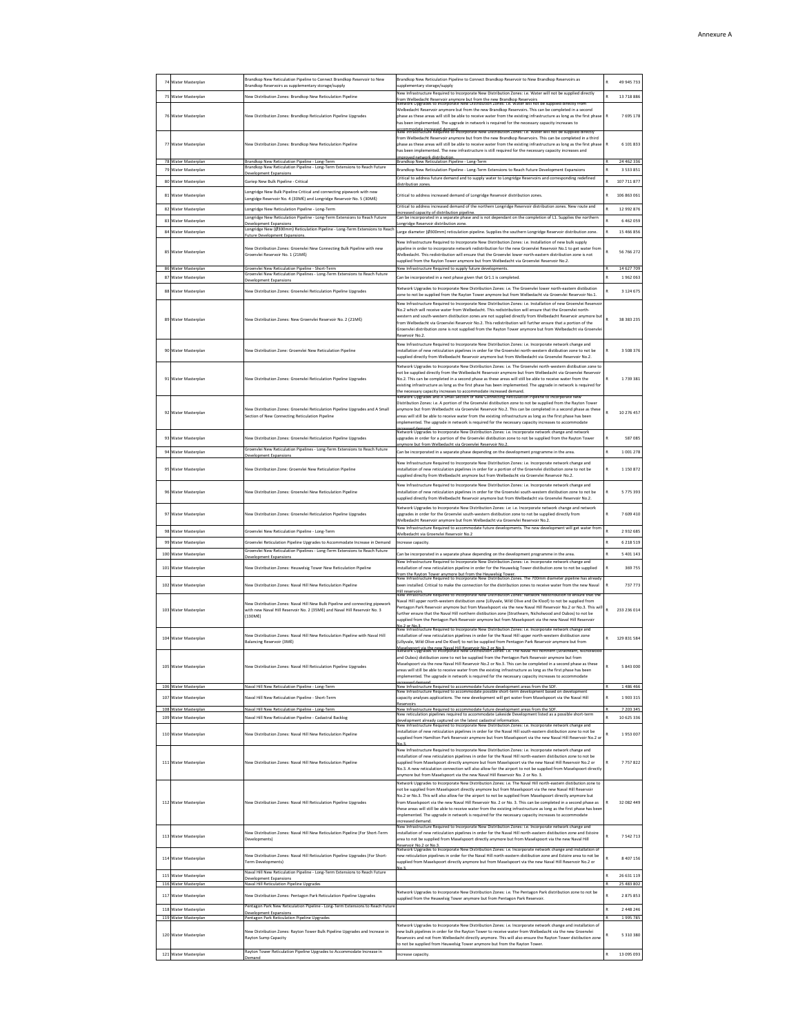| | | | | | |
|---|---|---|---|---|---|
| 74 | Water Masterplan | Brandkop New Reticulation Pipeline to Connect Brandkop Reservoir to New Brandkop Reservoirs as supplementary storage/supply | Brandkop New Reticulation Pipeline to Connect Brandkop Reservoir to New Brandkop Reservoirs as supplementary storage/supply | R | 49 945 733 |
| 75 | Water Masterplan | New Distribution Zones: Brandkop New Reticulation Pipeline | New Infrastructure Required to Incorporate New Distribution Zones: i.e. Water will not be supplied directly from Welbedacht Reservoir anymore but from the new Brandkop Reservoirs | R | 13 718 886 |
| 76 | Water Masterplan | New Distribution Zones: Brandkop Reticulation Pipeline Upgrades | Network Upgrades to Incorporate New Distribution Zones: i.e. Water will not be supplied directly from Welbedacht Reservoir anymore but from the new Brandkop Reservoirs. This can be completed in a second phase as these areas will still be able to receive water from the existing infrastructure as long as the first phase has been implemented. The upgrade in network is required for the necessary capacity increases to accommodate increased demand. | R | 7 695 178 |
| 77 | Water Masterplan | New Distribution Zones: Brandkop New Reticulation Pipeline | New Infrastructure Required to Incorporate New Distribution Zones: i.e. Water will not be supplied directly from Welbedacht Reservoir anymore but from the new Brandkop Reservoirs. This can be completed in a third phase as these areas will still be able to receive water from the existing infrastructure as long as the first phase has been implemented. The new infrastructure is still required for the necessary capacity increases and improved network distribution. | R | 6 101 833 |
| 78 | Water Masterplan | Brandkop New Reticulation Pipeline - Long-Term | Brandkop New Reticulation Pipeline - Long-Term | R | 24 462 336 |
| 79 | Water Masterplan | Brandkop New Reticulation Pipeline - Long-Term Extensions to Reach Future Development Expansions | Brandkop New Reticulation Pipeline - Long-Term Extensions to Reach Future Development Expansions | R | 3 533 851 |
| 80 | Water Masterplan | Gariep New Bulk Pipeline - Critical | Critical to address future demand and to supply water to Longridge Reservoirs and corresponding redefined distribution zones. | R | 107 711 877 |
| 81 | Water Masterplan | Longridge New Bulk Pipeline Critical and connecting pipework with new Longidge Reservoir No. 4 (30Mℓ) and Longridge Reservoir No. 5 (30Mℓ) | Critical to address increased demand of Longridge Reservoir distribution zones. | R | 106 863 061 |
| 82 | Water Masterplan | Longridge New Reticulation Pipeline - Long-Term | Critical to address increased demand of the northern Longridge Reservoir distribution zones. New route and increased capacity of distribution pipeline. | R | 12 992 876 |
| 83 | Water Masterplan | Longridge New Reticulation Pipeline - Long-Term Extensions to Reach Future Development Expansions | Can be incorporated in a separate phase and is not dependant on the completion of L1. Supplies the northern Longridge Reservoir distribution zone. | R | 6 462 059 |
| 84 | Water Masterplan | Longridge New (Ø300mm) Reticulation Pipeline - Long-Term Extensions to Reach Future Development Expansions. | Large diameter (Ø300mm) reticulation pipeline. Supplies the southern Longridge Reservoir distribution zone. | R | 15 466 856 |
| 85 | Water Masterplan | New Distribution Zones: Groenvlei New Connecting Bulk Pipeline with new Groenvlei Reservoir No. 1 (21Mℓ) | New Infrastructure Required to Incorporate New Distribution Zones: i.e. Installation of new bulk supply pipeline in order to incorporate network redistribution for the new Groenvlei Reservoir No.1 to get water from Welbedacht. This redistribution will ensure that the Groenvlei lower north-eastern distribution zone is not supplied from the Rayton Tower anymore but from Welbedacht via Groenvlei Reservoir No.2. | R | 56 766 272 |
| 86 | Water Masterplan | Groenvlei New Reticulation Pipeline - Short-Term | New Infrastructure Required to supply future developments. | R | 14 627 709 |
| 87 | Water Masterplan | Groenvlei New Reticulation Pipelines - Long-Term Extensions to Reach Future Development Expansions | Can be incorporated in a next phase given that Gr1.1 is completed. | R | 1 962 063 |
| 88 | Water Masterplan | New Distribution Zones: Groenvlei Reticulation Pipeline Upgrades | Network Upgrades to Incorporate New Distribution Zones: i.e. The Groenvlei lower north-eastern distribution zone to not be supplied from the Rayton Tower anymore but from Welbedacht via Groenvlei Reservoir No.1. | R | 3 124 675 |
| 89 | Water Masterplan | New Distribution Zones: New Groenvlei Reservoir No. 2 (21Mℓ) | New Infrastructure Required to Incorporate New Distribution Zones: i.e. Installation of new Groenvlei Reservoir No.2 which will receive water from Welbedacht. This redistribution will ensure that the Groenvlei north-western and south-western distribution zones are not supplied directly from Welbedacht Reservoir anymore but from Welbedacht via Groenvlei Reservoir No.2. This redistribution will further ensure that a portion of the Groenvlei distribution zone is not supplied from the Rayton Tower anymore but from Welbedacht via Groenvlei Reservoir No.2. | R | 38 383 235 |
| 90 | Water Masterplan | New Distribution Zone: Groenvlei New Reticulation Pipeline | New Infrastructure Required to Incorporate New Distribution Zones: i.e. Incorporate network change and installation of new reticulation pipelines in order for the Groenvlei north-western distribution zone to not be supplied directly from Welbedacht Reservoir anymore but from Welbedacht via Groenvlei Reservoir No.2. | R | 3 508 376 |
| 91 | Water Masterplan | New Distribution Zones: Groenvlei Reticulation Pipeline Upgrades | Network Upgrades to Incorporate New Distribution Zones: i.e. The Groenvlei north-western distribution zone to not be supplied directly from the Welbedacht Reservoir anymore but from Welbedacht via Groenvlei Reservoir No.2. This can be completed in a second phase as these areas will still be able to receive water from the existing infrastructure as long as the first phase has been implemented. The upgrade in network is required for the necessary capacity increases to accommodate increased demand. | R | 1 739 381 |
| 92 | Water Masterplan | New Distribution Zones: Groenvlei Reticulation Pipeline Upgrades and A Small Section of New Connecting Reticulation Pipeline | Network Upgrades and A Small Section of New Connecting Reticulation Pipeline to Incorporate New Distribution Zones: i.e. A portion of the Groenvlei distibution zone to not be supplied from the Rayton Tower anymore but from Welbedacht via Groenvlei Reservoir No.2. This can be completed in a second phase as these areas will still be able to receive water from the existing infrastructure as long as the first phase has been implemented. The upgrade in network is required for the necessary capacity increases to accommodate increased demand. | R | 10 276 457 |
| 93 | Water Masterplan | New Distribution Zones: Groenvlei Reticulation Pipeline Upgrades | Network Upgrades to Incorporate New Distribution Zones: i.e. Incorporate network change and network upgrades in order for a portion of the Groenvlei distibution zone to not be supplied from the Rayton Tower anymore but from Welbedacht via Groenvlei Reservoir No.2. | R | 587 085 |
| 94 | Water Masterplan | Groenvlei New Reticulation Pipelines - Long-Term Extensions to Reach Future Development Expansions | Can be incorporated in a separate phase depending on the development programme in the area. | R | 1 001 278 |
| 95 | Water Masterplan | New Distribution Zone: Groenvlei New Reticulation Pipeline | New Infrastructure Required to Incorporate New Distribution Zones: i.e. Incorporate network change and installation of new reticulation pipelines in order for a portion of the Groenvlei distribution zone to not be supplied directly from Welbedacht anymore but from Welbedacht via Groenvlei Reservoir No.2. | R | 1 150 872 |
| 96 | Water Masterplan | New Distribution Zones: Groenvlei New Reticulation Pipeline | New Infrastructure Required to Incorporate New Distribution Zones: i.e. Incorporate network change and installation of new reticulation pipelines in order for the Groenvlei south-western distribution zone to not be supplied directly from Welbedacht Reservoir anymore but from Welbedacht via Groenvlei Reservoir No.2. | R | 5 775 393 |
| 97 | Water Masterplan | New Distribution Zones: Groenvlei Reticulation Pipeline Upgrades | Network Upgrades to Incorporate New Distribution Zones: i.e: i.e. Incorporate network change and network upgrades in order for the Groenvlei south-western distribution zone to not be supplied directly from Welbedacht Reservoir anymore but from Welbedacht via Groenvlei Reservoir No.2. | R | 7 609 410 |
| 98 | Water Masterplan | Groenvlei New Reticulation Pipeline - Long-Term | New Infrastructure Required to accommodate future developments. The new development will get water from Welbedacht via Groenvlei Reservoir No.2 | R | 2 932 685 |
| 99 | Water Masterplan | Groenvlei Reticulation Pipeline Upgrades to Accommodate Increase in Demand | Increase capacity. | R | 6 218 519 |
| 100 | Water Masterplan | Groenvlei New Reticulation Pipelines - Long-Term Extensions to Reach Future Development Expansions | Can be incorporated in a separate phase depending on the development programme in the area. | R | 5 401 143 |
| 101 | Water Masterplan | New Distribution Zones: Heuwelsig Tower New Reticulation Pipeline | New Infrastructure Required to Incorporate New Distribution Zones: i.e. Incorporate network change and installation of new reticulation pipeline in order for Heuwelsig Tower distribution zone to not be supplied from the Rayton Tower anymore but from the Heuwelsig Tower. | R | 369 755 |
| 102 | Water Masterplan | New Distribution Zones: Naval Hill New Reticulation Pipeline | New Infrastructure Required to Incorporate New Distribution Zones. The 700mm diameter pipeline has already been installed. Critical to make the connection for the distribution zones to receive water from the new Naval Hill reservoirs. | R | 737 773 |
| 103 | Water Masterplan | New Distribution Zones: Naval Hill New Bulk Pipeline and connecting pipework with new Naval Hill Reservoir No. 2 (35Mℓ) and Naval Hill Reservoir No. 3 (130Mℓ) | New Infrastructure Required to Incorporate New Distribution Zones: Network redistribution to ensure that the Naval Hill upper north-western distribution zone (Lillyvale, Wild Olive and De Kloof) to not be supplied from Pentagon Park Reservoir anymore but from Maselspoort via the new Naval Hill Reservoir No.2 or No.3. This will further ensure that the Naval Hill northern distribution zone (Strathearn, Nicholwood and Dubos) to not be supplied from the Pentagon Park Reservoir anymore but from Maselspoort via the new Naval Hill Reservoir No.2 or No.3. | R | 233 236 014 |
| 104 | Water Masterplan | New Distribution Zones: Naval Hill New Reticulation Pipeline with Naval Hill Balancing Reservoir (3Mℓ) | New Infrastructure Required to Incorporate New Distribution Zones: i.e. Incorporate network change and installation of new reticulation pipelines in order for the Naval Hill upper north-western distribution zone (Lillyvale, Wild Olive and De Kloof) to not be supplied from Pentagon Park Reservoir anymore but from Maselspoort via the new Naval Hill Reservoir No.2 or No.3. | R | 129 831 584 |
| 105 | Water Masterplan | New Distribution Zones: Naval Hill Reticulation Pipeline Upgrades | Network Upgrades to Incorporate New Distribution Zones: i.e. The Naval Hill northern (Strathearn, Nicholwood and Dubos) distribution zone to not be supplied from the Pentagon Park Reservoir anymore but from Maselspoort via the new Naval Hill Reservoir No.2 or No.3. This can be completed in a second phase as these areas will still be able to receive water from the existing infrastructure as long as the first phase has been implemented. The upgrade in network is required for the necessary capacity increases to accommodate increased demand. | R | 5 843 000 |
| 106 | Water Masterplan | Naval Hill New Reticulation Pipeline - Long-Term | New Infrastructure Required to accommodate future development areas from the SDF. | R | 1 486 466 |
| 107 | Water Masterplan | Naval Hill New Reticulation Pipeline - Short-Term | New Infrastructure Required to accommodate possible short-term development based on development capacity analyses applications. The new development will get water from Maselspoort via the Naval Hill Reservoirs | R | 1 903 315 |
| 108 | Water Masterplan | Naval Hill New Reticulation Pipeline - Long-Term | New Infrastructure Required to accommodate future development areas from the SDF. | R | 7 203 345 |
| 109 | Water Masterplan | Naval Hill New Reticulation Pipeline - Cadastral Backlog | New reticulation pipelines required to accommodate Lakeside Development listed as a possible short-term development already captured on the latest cadastral information. | R | 10 625 336 |
| 110 | Water Masterplan | New Distribution Zones: Naval Hill New Reticulation Pipeline | New Infrastructure Required to Incorporate New Distribution Zones: i.e. Incorporate network change and installation of new reticulation pipelines in order for the Naval Hill south-eastern distribution zone to not be supplied from Hamilton Park Reservoir anymore but from Maselspoort via the new Naval Hill Reservoir No.2 or No.3. | R | 1 953 007 |
| 111 | Water Masterplan | New Distribution Zones: Naval Hill New Reticulation Pipeline | New Infrastructure Required to Incorporate New Distribution Zones: i.e. Incorporate network change and installation of new reticulation pipelines in order for the Naval Hill north-eastern distribution zone to not be supplied from Maselspoort directly anymore but from Maselspoort via the new Naval Hill Reservoir No.2 or No.3. A new reticulation connection will also allow for the airport to not be supplied from Maselspoort directly anymore but from Maselspoort via the new Naval Hill Reservoir No. 2 or No. 3. | R | 7 757 822 |
| 112 | Water Masterplan | New Distribution Zones: Naval Hill Reticulation Pipeline Upgrades | Network Upgrades to Incorporate New Distribution Zones: i.e. The Naval Hill north-eastern distibution zone to not be supplied from Maselspoort directly anymore but from Maselspoort via the new Naval Hill Reservoir No.2 or No.3. This will also allow for the airport to not be supplied from Maselspoort directly anymore but from Maselspoort via the new Naval Hill Reservoir No. 2 or No. 3. This can be completed in a second phase as these areas will still be able to receive water from the existing infrastructure as long as the first phase has been implemented. The upgrade in network is required for the necessary capacity increases to accommodate increased demand. | R | 32 082 449 |
| 113 | Water Masterplan | New Distribution Zones: Naval Hill New Reticulation Pipeline (For Short-Term Developments) | New Infrastructure Required to Incorporate New Distribution Zones: i.e. Incorporate network change and installation of new reticulation pipelines in order for the Naval Hill north-eastern distibution zone and Estoire area to not be supplied from Maselspoort directly anymore but from Maselspoort via the new Naval Hill Reservoir No.2 or No.3. | R | 7 542 713 |
| 114 | Water Masterplan | New Distribution Zones: Naval Hill Reticulation Pipeline Upgrades (For Short-Term Developments) | Network Upgrades to Incorporate New Distribution Zones: i.e. Incorporate network change and installation of new reticulation pipelines in order for the Naval Hill north-eastern distribution zone and Estoire area to not be supplied from Maselspoort directly anymore but from Maselspoort via the new Naval Hill Reservoir No.2 or No.3. | R | 8 407 156 |
| 115 | Water Masterplan | Naval Hill New Reticulation Pipeline - Long-Term Extensions to Reach Future Development Expansions | | R | 26 631 119 |
| 116 | Water Masterplan | Naval Hill Reticulation Pipeline Upgrades | | R | 25 483 802 |
| 117 | Water Masterplan | New Distribution Zones: Pentagon Park Reticulation Pipeline Upgrades | Network Upgrades to Incorporate New Distribution Zones: i.e. The Pentagon Park distribution zone to not be supplied from the Heuwelsig Tower anymore but from Pentagon Park Reservoir. | R | 2 875 853 |
| 118 | Water Masterplan | Pentagon Park New Reticulation Pipeline - Long-Term Extensions to Reach Future Development Expansions | | R | 2 448 246 |
| 119 | Water Masterplan | Pentagon Park Reticulation Pipeline Upgrades | | R | 1 995 785 |
| 120 | Water Masterplan | New Distribution Zones: Rayton Tower Bulk Pipeline Upgrades and Increase in Rayton Sump Capacity | Network Upgrades to Incorporate New Distribution Zones: i.e. Incorporate network change and installation of new bulk pipelines in order for the Rayton Tower to receive water from Welbedacht via the new Groenvlei Reservoirs and not from Welbedacht directly anymore. This will also ensure the Rayton Tower distribution zone to not be supplied from Heuwelsig Tower anymore but from the Rayton Tower. | R | 5 310 380 |
| 121 | Water Masterplan | Rayton Tower Reticulation Pipeline Upgrades to Accommodate Increase in Demand | Increase capacity. | R | 13 095 093 |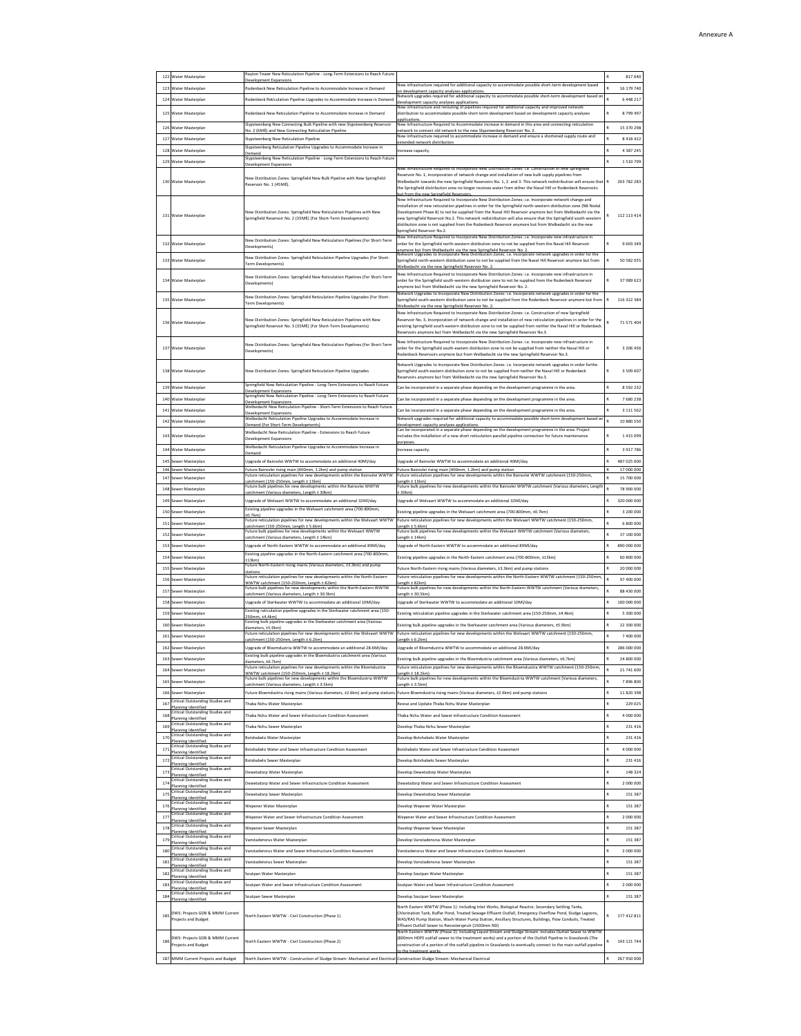Annexure A

| | | | | | |
|---|---|---|---|---|---|
| 122 | Water Masterplan | Rayton Tower New Reticulation Pipeline - Long-Term Extensions to Reach Future Development Expansions | | R | 817 640 |
| 123 | Water Masterplan | Rodenbeck New Reticulation Pipeline to Accommodate Increase in Demand | New infrastructure required for additional capacity to accommodate possible short-term development based on development capacity analyses applications. | R | 16 179 740 |
| 124 | Water Masterplan | Rodenbeck Reticulation Pipeline Upgrades to Accommodate Increase in Demand | Network upgrades required for additional capacity to accommodate possible short-term development based on development capacity analyses applications. | R | 6 448 217 |
| 125 | Water Masterplan | Rodenbeck New Reticulation Pipeline to Accommodate Increase in Demand | New infrastructure and rerouting of pipelines required for additional capacity and improved network distribution to accommodate possible short-term development based on development capacity analyses applications. | R | 8 799 497 |
| 126 | Water Masterplan | Slypsteenberg New Connecting Bulk Pipeline with new Slypsteenberg Reservoir No. 2 (6Mℓ) and New Connecting Reticulation Pipeline | New Infrastructure Required to Accommodate increase in demand in this area and connecting reticulation network to connect old network to the new Slypsteenberg Reservoir No. 2. | R | 15 370 298 |
| 127 | Water Masterplan | Slypsteenberg New Reticulation Pipeline | New infrastructure required to accommodate increase in demand and ensure a shortened supply route and extended network distribution | R | 8 418 422 |
| 128 | Water Masterplan | Slypsteenberg Reticulation Pipeline Upgrades to Accommodate Increase in Demand | Increase capacity. | R | 4 387 245 |
| 129 | Water Masterplan | Slypsteenberg New Reticulation Pipeline - Long-Term Extensions to Reach Future Development Expansions | | R | 1 510 799 |
| 130 | Water Masterplan | New Distribution Zones: Springfield New Bulk Pipeline with New Springfield Reservoir No. 1 (45Mℓ). | New Infrastructure Required to Incorporate New Distribution Zones: i.e. Construction of new Springfield Reservoir No. 1, incorporation of network change and installation of new bulk supply pipelines from Welbedacht towards the new Springfield Reservoirs No. 1, 2. and 3. This network redistribution will ensure that the Springfield distribution zone no longer receives water from either the Naval Hill or Rodenbeck Reservoirs but from the new Springfield Reservoirs. | R | 203 782 283 |
| 131 | Water Masterplan | New Distribution Zones: Springfield New Reticulation Pipelines with New Springfield Reservoir No. 2 (35Mℓ) (For Short-Term Developments) | New Infrastructure Required to Incorporate New Distribution Zones: i.e. Incorporate network change and installation of new reticulation pipelines in order for the Springfield north-western distribution zone (N8 Nodal Development Phase 8) to not be supplied from the Naval Hill Reservoir anymore but from Welbedacht via the new Springfield Reservoir No.2. This network redistribution will also ensure that the Springfield south-western distribution zone is not supplied from the Rodenbeck Reservoir anymore but from Welbedacht via the new Springfield Reservoir No.2. | R | 112 113 414 |
| 132 | Water Masterplan | New Distribution Zones: Springfield New Reticulation Pipelines (For Short-Term Developments) | New Infrastructure Required to Incorporate New Distribution Zones: i.e. Incorporate new infrastructure in order for the Springfield north-western distribution zone to not be supplied from the Naval Hill Reservoir anymore but from Welbedacht via the new Springfield Reservoir No. 2. | R | 9 603 349 |
| 133 | Water Masterplan | New Distribution Zones: Springfield Reticulation Pipeline Upgrades (For Short-Term Developments) | Network Upgrades to Incorporate New Distribution Zones: i.e. Incorporate network upgrades in order for the Springfield north-western distribution zone to not be supplied from the Naval Hill Reservoir anymore but from Welbedacht via the new Springfield Reservoir No. 2. | R | 50 582 055 |
| 134 | Water Masterplan | New Distribution Zones: Springfield New Reticulation Pipelines (For Short-Term Developments) | New Infrastructure Required to Incorporate New Distribution Zones: i.e. Incorporate new infrastructure in order for the Springfield south-western distribution zone to not be supplied from the Rodenbeck Reservoir anymore but from Welbedacht via the new Springfield Reservoir No. 2. | R | 37 989 623 |
| 135 | Water Masterplan | New Distribution Zones: Springfield Reticulation Pipeline Upgrades (For Short-Term Developments) | Network Upgrades to Incorporate New Distribution Zones: i.e. Incorporate network upgrades in order for the Springfield south-western distribution zone to not be supplied from the Rodenbeck Reservoir anymore but from Welbedacht via the new Springfield Reservoir No. 2. | R | 116 322 384 |
| 136 | Water Masterplan | New Distribution Zones: Springfield New Reticulation Pipelines with New Springfield Reservoir No. 3 (35Mℓ) (For Short-Term Developments) | New Infrastructure Required to Incorporate New Distribution Zones: i.e. Construction of new Springfield Reservoir No. 3, Incorporation of network change and installation of new reticulation pipelines in order for the existing Springfield south-eastern distribution zone to not be supplied from neither the Naval Hill or Rodenbeck Reservoirs anymore but from Welbedacht via the new Springfield Reservoir No.3. | R | 71 571 404 |
| 137 | Water Masterplan | New Distribution Zones: Springfield New Reticulation Pipelines (For Short-Term Developments) | New Infrastructure Required to Incorporate New Distribution Zones: i.e. Incorporate new infrastructure in order for the Springfield south-eastern distribution zone to not be supplied from neither the Naval Hill or Rodenbeck Reservoirs anymore but from Welbedacht via the new Springfield Reservoir No.3. | R | 3 206 456 |
| 138 | Water Masterplan | New Distribution Zones: Springfield Reticulation Pipeline Upgrades | Network Upgrades to Incorporate New Distribution Zones: i.e. Incorporate network upgrades in order forthe Springfield south-eastern distribution zone to not be supplied from neither the Naval Hill or Rodenbeck Reservoirs anymore but from Welbedacht via the new Springfield Reservoir No.3. | R | 3 509 607 |
| 139 | Water Masterplan | Springfield New Reticulation Pipeline - Long-Term Extensions to Reach Future Development Expansions | Can be incorporated in a separate phase depending on the development programme in the area. | R | 8 592 232 |
| 140 | Water Masterplan | Springfield New Reticulation Pipeline - Long-Term Extensions to Reach Future Development Expansions | Can be incorporated in a separate phase depending on the development programme in the area. | R | 7 680 238 |
| 141 | Water Masterplan | Welbedacht New Reticulation Pipeline - Short-Term Extensions to Reach Future Development Expansions | Can be incorporated in a separate phase depending on the development programme in the area. | R | 3 111 562 |
| 142 | Water Masterplan | Welbedacht Reticulation Pipeline Upgrades to Accommodate Increase in Demand (For Short-Term Developments) | Network upgrades required for additional capacity to accommodate possible short-term development based on development capacity analyses applications. | R | 10 880 550 |
| 143 | Water Masterplan | Welbedacht New Reticulation Pipeline - Extensions to Reach Future Development Expansions | Can be incorporated in a separate phase depending on the development programme in the area. Project includes the installation of a new short reticulation parallel pipeline connection for future maintenance purposes. | R | 1 415 099 |
| 144 | Water Masterplan | Welbedacht Reticulation Pipeline Upgrades to Accommodate Increase in Demand | Increase capacity. | R | 3 917 786 |
| 145 | Sewer Masterplan | Upgrade of Bainsvlei WWTW to accommodate an additional 40Ml/day | Upgrade of Bainsvlei WWTW to accommodate an additional 40Ml/day | R | 487 025 000 |
| 146 | Sewer Masterplan | Future Bainsvlei rising main (400mm, 1.2km) and pump station | Future Bainsvlei rising main (400mm, 1.2km) and pump station | R | 17 000 000 |
| 147 | Sewer Masterplan | Future reticulation pipelines for new developments within the Bainsvlei WWTW catchment (150-250mm, Length ± 13km) | Future reticulation pipelines for new developments within the Bainsvlei WWTW catchment (150-250mm, Length ± 13km) | R | 15 700 000 |
| 148 | Sewer Masterplan | Future bulk pipelines for new developments within the Bainsvlei WWTW catchment (Various diameters, Length ± 30km) | Future bulk pipelines for new developments within the Bainsvlei WWTW catchment (Various diameters, Length ± 30km) | R | 78 900 000 |
| 149 | Sewer Masterplan | Upgrade of Welvaart WWTW to accommodate an additional 32Ml/day | Upgrade of Welvaart WWTW to accommodate an additional 32Ml/day | R | 320 000 000 |
| 150 | Sewer Masterplan | Existing pipeline upgrades in the Welvaart catchment area (700-800mm, ±0.7km) | Existing pipeline upgrades in the Welvaart catchment area (700-800mm, ±0.7km) | R | 3 200 000 |
| 151 | Sewer Masterplan | Future reticulation pipelines for new developments within the Welvaart WWTW catchment (150-250mm, Length ± 5.6km) | Future reticulation pipelines for new developments within the Welvaart WWTW catchment (150-250mm, Length ± 5.6km) | R | 6 800 000 |
| 152 | Sewer Masterplan | Future bulk pipelines for new developments within the Welvaart WWTW catchment (Various diameters, Length ± 14km) | Future bulk pipelines for new developments within the Welvaart WWTW catchment (Various diameters, Length ± 14km) | R | 37 100 000 |
| 153 | Sewer Masterplan | Upgrade of North-Eastern WWTW to accommodate an additional 89Ml/day | Upgrade of North-Eastern WWTW to accommodate an additional 89Ml/day | R | 890 000 000 |
| 154 | Sewer Masterplan | Existing pipeline upgrades in the North-Eastern catchment area (700-800mm, ±13km) | Existing pipeline upgrades in the North-Eastern catchment area (700-800mm, ±13km) | R | 60 800 000 |
| 155 | Sewer Masterplan | Future North-Eastern rising mains (Various diameters, ±3.3km) and pump stations | Future North-Eastern rising mains (Various diameters, ±3.3km) and pump stations | R | 20 000 000 |
| 156 | Sewer Masterplan | Future reticulation pipelines for new developments within the North-Eastern WWTW catchment (150-250mm, Length ± 82km) | Future reticulation pipelines for new developments within the North-Eastern WWTW catchment (150-250mm, Length ± 82km) | R | 97 400 000 |
| 157 | Sewer Masterplan | Future bulk pipelines for new developments within the North-Eastern WWTW catchment (Various diameters, Length ± 30.5km) | Future bulk pipelines for new developments within the North-Eastern WWTW catchment (Various diameters, Length ± 30.5km) | R | 88 430 000 |
| 158 | Sewer Masterplan | Upgrade of Sterkwater WWTW to accommodate an additional 10Ml/day | Upgrade of Sterkwater WWTW to accommodate an additional 10Ml/day | R | 100 000 000 |
| 159 | Sewer Masterplan | Existing reticulation pipeline upgrades in the Sterkwater catchment area (150-250mm, ±4.4km) | Existing reticulation pipeline upgrades in the Sterkwater catchment area (150-250mm, ±4.4km) | R | 5 300 000 |
| 160 | Sewer Masterplan | Existing bulk pipeline upgrades in the Sterkwater catchment area (Various diameters, ±5.9km) | Existing bulk pipeline upgrades in the Sterkwater catchment area (Various diameters, ±5.9km) | R | 22 300 000 |
| 161 | Sewer Masterplan | Future reticulation pipelines for new developments within the Welvaart WWTW catchment (150-250mm, Length ± 6.2km) | Future reticulation pipelines for new developments within the Welvaart WWTW catchment (150-250mm, Length ± 6.2km) | R | 7 400 000 |
| 162 | Sewer Masterplan | Upgrade of Bloemdustria WWTW to accommodate an additional 28.6Ml/day | Upgrade of Bloemdustria WWTW to accommodate an additional 28.6Ml/day | R | 286 000 000 |
| 163 | Sewer Masterplan | Existing bulk pipeline upgrades in the Bloemdustria catchment area (Various diameters, ±6.7km) | Existing bulk pipeline upgrades in the Bloemdustria catchment area (Various diameters, ±6.7km) | R | 24 800 000 |
| 164 | Sewer Masterplan | Future reticulation pipelines for new developments within the Bloemdustria WWTW catchment (150-250mm, Length ± 18.2km) | Future reticulation pipelines for new developments within the Bloemdustria WWTW catchment (150-250mm, Length ± 18.2km) | R | 21 741 600 |
| 165 | Sewer Masterplan | Future bulk pipelines for new developments within the Bloemdustria WWTW catchment (Various diameters, Length ± 3.5km) | Future bulk pipelines for new developments within the Bloemdustria WWTW catchment (Various diameters, Length ± 3.5km) | R | 7 896 800 |
| 166 | Sewer Masterplan | Future Bloemdustria rising mains (Various diameters, ±2.6km) and pump stations | Future Bloemdustria rising mains (Various diameters, ±2.6km) and pump stations | R | 11 820 398 |
| 167 | Critical Outstanding Studies and Planning Identified | Thaba Nchu Water Masterplan | Revise and Update Thaba Nchu Water Masterplan | R | 229 025 |
| 168 | Critical Outstanding Studies and Planning Identified | Thaba Nchu Water and Sewer Infrastructure Condition Assessment | Thaba Nchu Water and Sewer Infrastructure Condition Assessment | R | 4 000 000 |
| 169 | Critical Outstanding Studies and Planning Identified | Thaba Nchu Sewer Masterplan | Develop Thaba Nchu Sewer Masterplan | R | 231 416 |
| 170 | Critical Outstanding Studies and Planning Identified | Botshabelo Water Masterplan | Develop Botshabelo Water Masterplan | R | 231 416 |
| 171 | Critical Outstanding Studies and Planning Identified | Botshabelo Water and Sewer Infrastructure Condition Assessment | Botshabelo Water and Sewer Infrastructure Condition Assessment | R | 4 000 000 |
| 172 | Critical Outstanding Studies and Planning Identified | Botshabelo Sewer Masterplan | Develop Botshabelo Sewer Masterplan | R | 231 416 |
| 173 | Critical Outstanding Studies and Planning Identified | Dewetsdorp Water Masterplan | Develop Dewetsdorp Water Masterplan | R | 148 324 |
| 174 | Critical Outstanding Studies and Planning Identified | Dewetsdorp Water and Sewer Infrastructure Condition Assessment | Dewetsdorp Water and Sewer Infrastructure Condition Assessment | R | 2 000 000 |
| 175 | Critical Outstanding Studies and Planning Identified | Dewetsdorp Sewer Masterplan | Develop Dewetsdorp Sewer Masterplan | R | 151 387 |
| 176 | Critical Outstanding Studies and Planning Identified | Wepener Water Masterplan | Develop Wepener Water Masterplan | R | 151 387 |
| 177 | Critical Outstanding Studies and Planning Identified | Wepener Water and Sewer Infrastructure Condition Assessment | Wepener Water and Sewer Infrastructure Condition Assessment | R | 2 000 000 |
| 178 | Critical Outstanding Studies and Planning Identified | Wepener Sewer Masterplan | Develop Wepener Sewer Masterplan | R | 151 387 |
| 179 | Critical Outstanding Studies and Planning Identified | Vanstadensrus Water Masterplan | Develop Vanstadensrus Water Masterplan | R | 151 387 |
| 180 | Critical Outstanding Studies and Planning Identified | Vanstadensrus Water and Sewer Infrastructure Condition Assessment | Vanstadensrus Water and Sewer Infrastructure Condition Assessment | R | 2 000 000 |
| 181 | Critical Outstanding Studies and Planning Identified | Vanstadensrus Sewer Masterplan | Develop Vanstadensrus Sewer Masterplan | R | 151 387 |
| 182 | Critical Outstanding Studies and Planning Identified | Soutpan Water Masterplan | Develop Soutpan Water Masterplan | R | 151 387 |
| 183 | Critical Outstanding Studies and Planning Identified | Soutpan Water and Sewer Infrastructure Condition Assessment | Soutpan Water and Sewer Infrastructure Condition Assessment | R | 2 000 000 |
| 184 | Critical Outstanding Studies and Planning Identified | Soutpan Sewer Masterplan | Develop Soutpan Sewer Masterplan | R | 151 387 |
| 185 | DWS: Projects GDB & MMM Current Projects and Budget | North Eastern WWTW - Civil Construction (Phase 1) | North Eastern WWTW (Phase 1): Including Inlet Works, Biological Reactor, Secondary Settling Tanks, Chlorination Tank, Buffer Pond, Treated Sewage Effluent Outfall, Emergency Overflow Pond, Sludge Lagoons, WAS/RAS Pump Station, Wash-Water Pump Station, Ancillary Structures, Buildings, Flow Conduits, Treated Effluent Outfall Sewer to Renosterspruit (1500mm ND) | R | 177 412 811 |
| 186 | DWS: Projects GDB & MMM Current Projects and Budget | North Eastern WWTW - Civil Construction (Phase 2) | North Eastern WWTW (Phase 2): Including Liquid Stream and Sludge Stream. Includes Outfall Sewer to WWTW (800mm HDPE outfall sewer to the treatment works) and a portion of the Outfall Pipeline in Grasslands (The construction of a portion of the outfall pipeline in Grasslands to eventually connect to the main outfall pipeline to the treatment works. | R | 143 121 744 |
| 187 | MMM Current Projects and Budget | North Eastern WWTW - Construction of Sludge Stream: Mechanical and Electrical | Construction Sludge Stream: Mechanical Electrical | R | 267 950 000 |